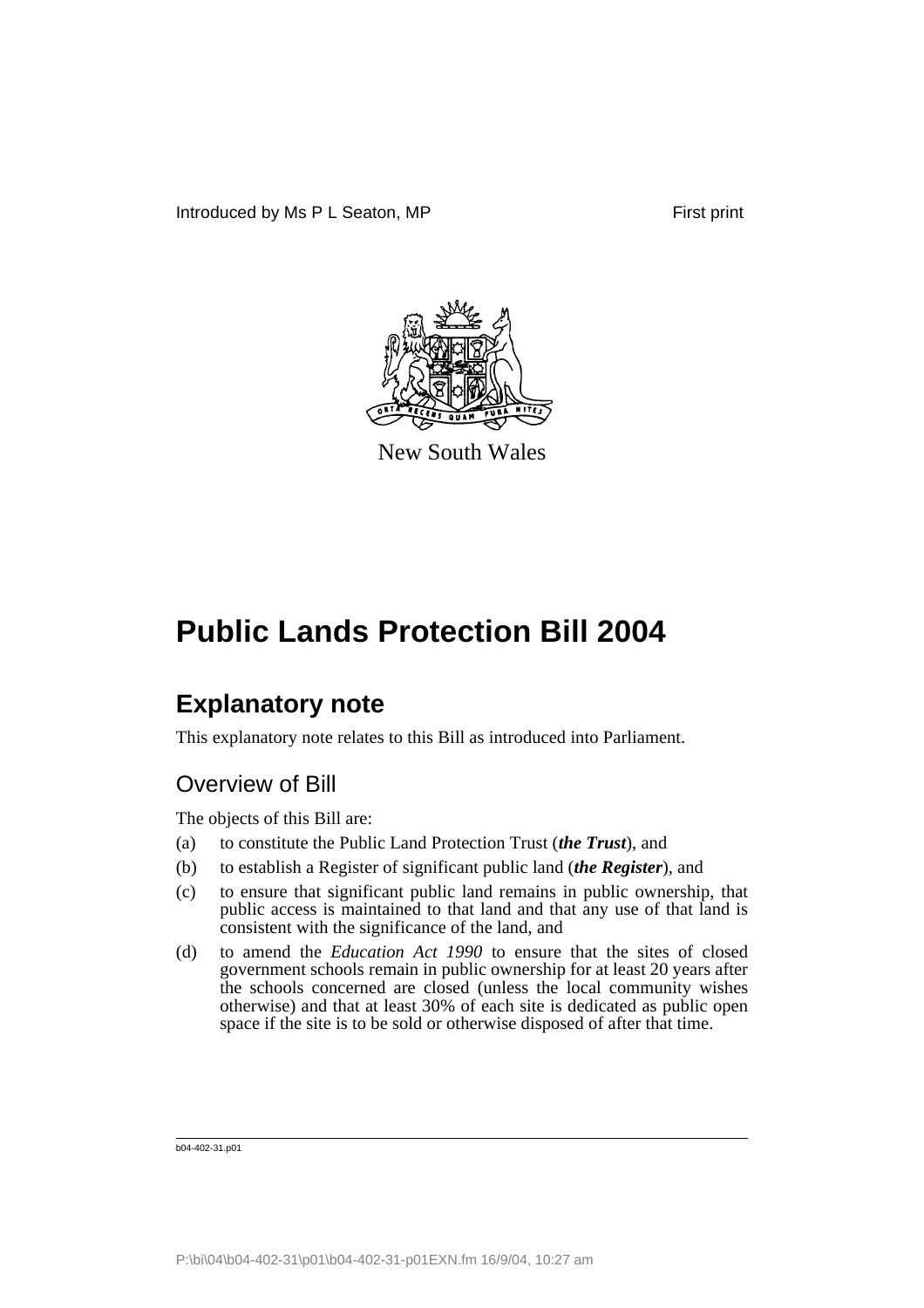Introduced by Ms P L Seaton, MP First print

New South Wales

# Public Lands Protection Bill 2004

## Explanatory note

This explanatory note relates to this Bill as introduced into Parliament.

### Overview of Bill

The objects of this Bill are:

(a) to constitute the Public Land Protection Trust (***the Trust***), and

(b) to establish a Register of significant public land (***the Register***), and

(c) to ensure that significant public land remains in public ownership, that public access is maintained to that land and that any use of that land is consistent with the significance of the land, and

(d) to amend the *Education Act 1990* to ensure that the sites of closed government schools remain in public ownership for at least 20 years after the schools concerned are closed (unless the local community wishes otherwise) and that at least 30% of each site is dedicated as public open space if the site is to be sold or otherwise disposed of after that time.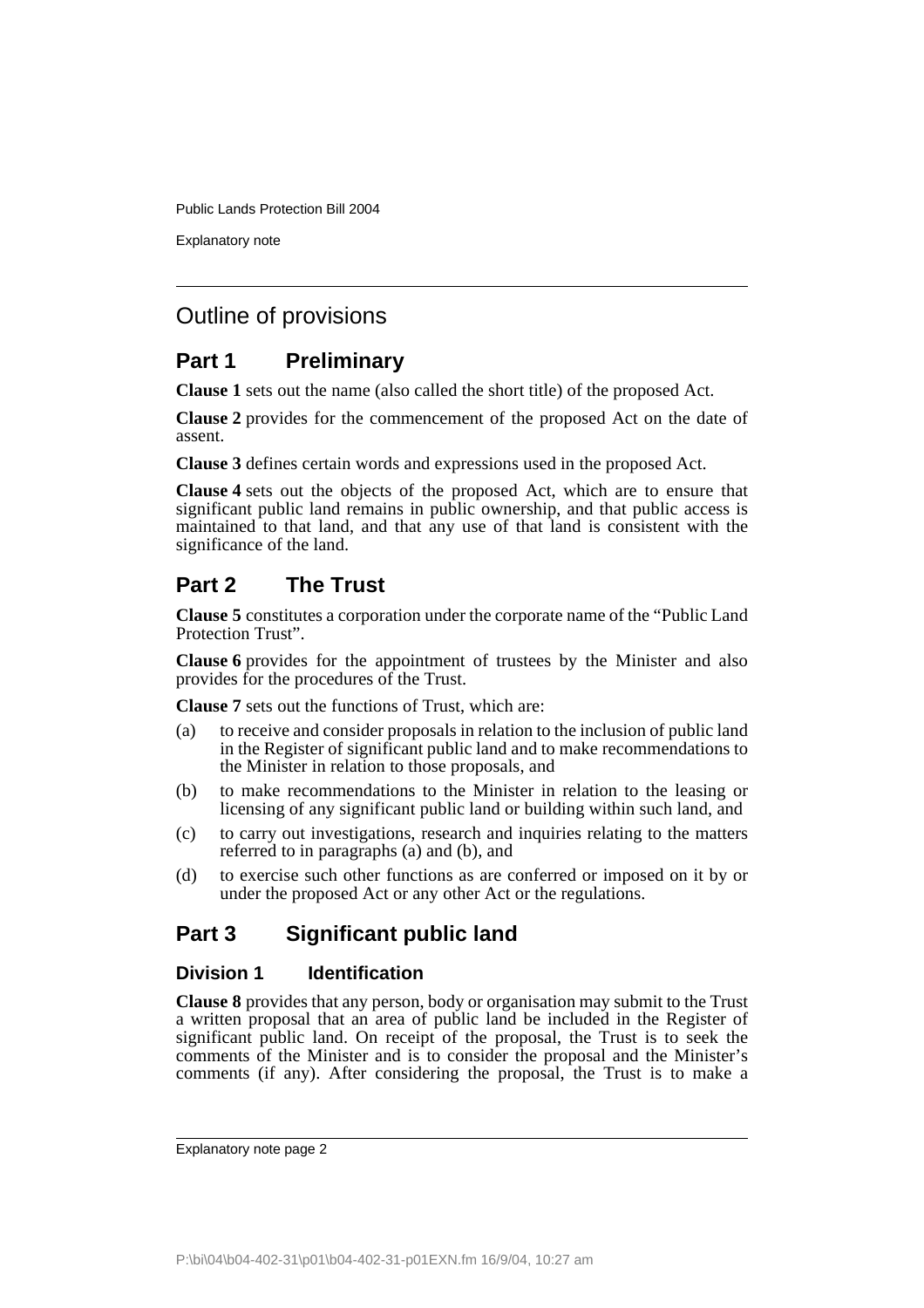## Outline of provisions

### Part 1 Preliminary

**Clause 1** sets out the name (also called the short title) of the proposed Act.

**Clause 2** provides for the commencement of the proposed Act on the date of assent.

**Clause 3** defines certain words and expressions used in the proposed Act.

**Clause 4** sets out the objects of the proposed Act, which are to ensure that significant public land remains in public ownership, and that public access is maintained to that land, and that any use of that land is consistent with the significance of the land.

### Part 2 The Trust

**Clause 5** constitutes a corporation under the corporate name of the "Public Land Protection Trust".

**Clause 6** provides for the appointment of trustees by the Minister and also provides for the procedures of the Trust.

**Clause 7** sets out the functions of Trust, which are:

(a) to receive and consider proposals in relation to the inclusion of public land in the Register of significant public land and to make recommendations to the Minister in relation to those proposals, and

(b) to make recommendations to the Minister in relation to the leasing or licensing of any significant public land or building within such land, and

(c) to carry out investigations, research and inquiries relating to the matters referred to in paragraphs (a) and (b), and

(d) to exercise such other functions as are conferred or imposed on it by or under the proposed Act or any other Act or the regulations.

### Part 3 Significant public land

#### Division 1 Identification

**Clause 8** provides that any person, body or organisation may submit to the Trust a written proposal that an area of public land be included in the Register of significant public land. On receipt of the proposal, the Trust is to seek the comments of the Minister and is to consider the proposal and the Minister's comments (if any). After considering the proposal, the Trust is to make a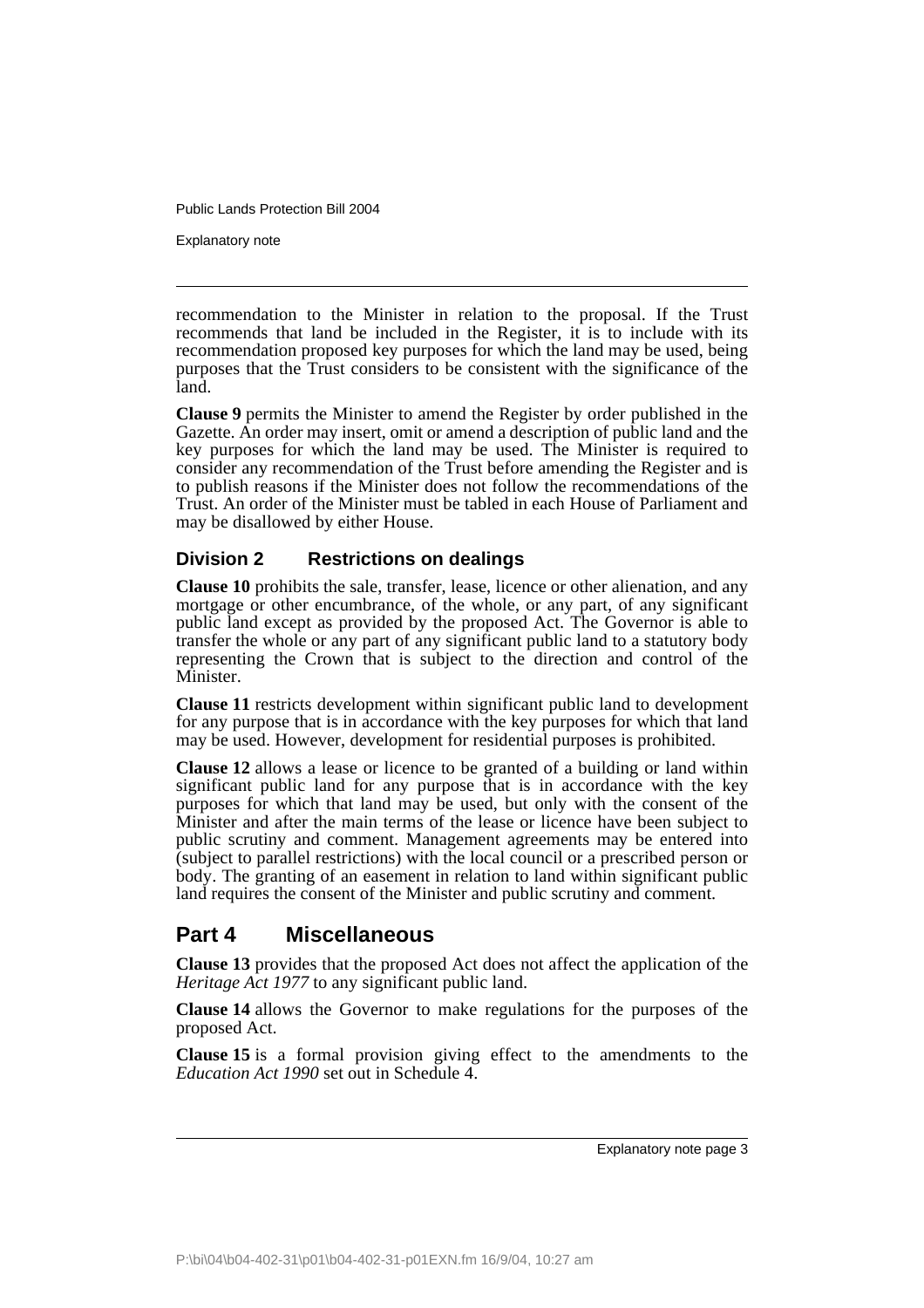recommendation to the Minister in relation to the proposal. If the Trust recommends that land be included in the Register, it is to include with its recommendation proposed key purposes for which the land may be used, being purposes that the Trust considers to be consistent with the significance of the land.

**Clause 9** permits the Minister to amend the Register by order published in the Gazette. An order may insert, omit or amend a description of public land and the key purposes for which the land may be used. The Minister is required to consider any recommendation of the Trust before amending the Register and is to publish reasons if the Minister does not follow the recommendations of the Trust. An order of the Minister must be tabled in each House of Parliament and may be disallowed by either House.

### Division 2 Restrictions on dealings

**Clause 10** prohibits the sale, transfer, lease, licence or other alienation, and any mortgage or other encumbrance, of the whole, or any part, of any significant public land except as provided by the proposed Act. The Governor is able to transfer the whole or any part of any significant public land to a statutory body representing the Crown that is subject to the direction and control of the Minister.

**Clause 11** restricts development within significant public land to development for any purpose that is in accordance with the key purposes for which that land may be used. However, development for residential purposes is prohibited.

**Clause 12** allows a lease or licence to be granted of a building or land within significant public land for any purpose that is in accordance with the key purposes for which that land may be used, but only with the consent of the Minister and after the main terms of the lease or licence have been subject to public scrutiny and comment. Management agreements may be entered into (subject to parallel restrictions) with the local council or a prescribed person or body. The granting of an easement in relation to land within significant public land requires the consent of the Minister and public scrutiny and comment.

## Part 4 Miscellaneous

**Clause 13** provides that the proposed Act does not affect the application of the *Heritage Act 1977* to any significant public land.

**Clause 14** allows the Governor to make regulations for the purposes of the proposed Act.

**Clause 15** is a formal provision giving effect to the amendments to the *Education Act 1990* set out in Schedule 4.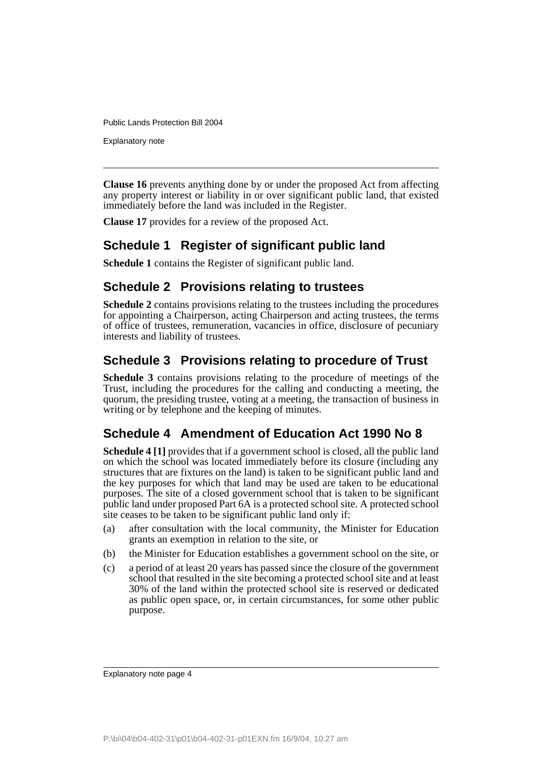**Clause 16** prevents anything done by or under the proposed Act from affecting any property interest or liability in or over significant public land, that existed immediately before the land was included in the Register.

**Clause 17** provides for a review of the proposed Act.

## Schedule 1 Register of significant public land

**Schedule 1** contains the Register of significant public land.

## Schedule 2 Provisions relating to trustees

**Schedule 2** contains provisions relating to the trustees including the procedures for appointing a Chairperson, acting Chairperson and acting trustees, the terms of office of trustees, remuneration, vacancies in office, disclosure of pecuniary interests and liability of trustees.

## Schedule 3 Provisions relating to procedure of Trust

**Schedule 3** contains provisions relating to the procedure of meetings of the Trust, including the procedures for the calling and conducting a meeting, the quorum, the presiding trustee, voting at a meeting, the transaction of business in writing or by telephone and the keeping of minutes.

## Schedule 4 Amendment of Education Act 1990 No 8

**Schedule 4 [1]** provides that if a government school is closed, all the public land on which the school was located immediately before its closure (including any structures that are fixtures on the land) is taken to be significant public land and the key purposes for which that land may be used are taken to be educational purposes. The site of a closed government school that is taken to be significant public land under proposed Part 6A is a protected school site. A protected school site ceases to be taken to be significant public land only if:

(a) after consultation with the local community, the Minister for Education grants an exemption in relation to the site, or

(b) the Minister for Education establishes a government school on the site, or

(c) a period of at least 20 years has passed since the closure of the government school that resulted in the site becoming a protected school site and at least 30% of the land within the protected school site is reserved or dedicated as public open space, or, in certain circumstances, for some other public purpose.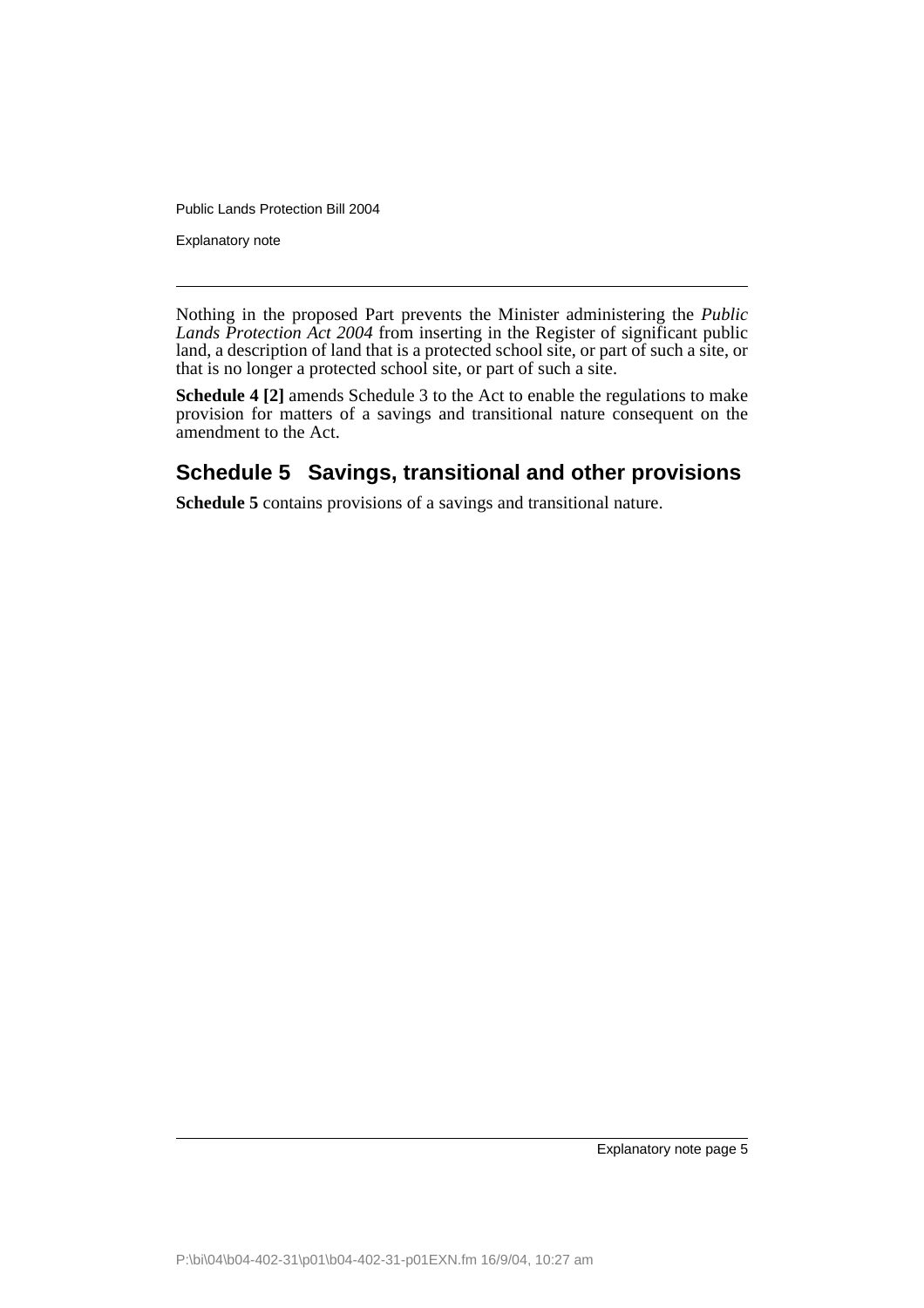Nothing in the proposed Part prevents the Minister administering the *Public Lands Protection Act 2004* from inserting in the Register of significant public land, a description of land that is a protected school site, or part of such a site, or that is no longer a protected school site, or part of such a site.

**Schedule 4 [2]** amends Schedule 3 to the Act to enable the regulations to make provision for matters of a savings and transitional nature consequent on the amendment to the Act.

## Schedule 5 Savings, transitional and other provisions

**Schedule 5** contains provisions of a savings and transitional nature.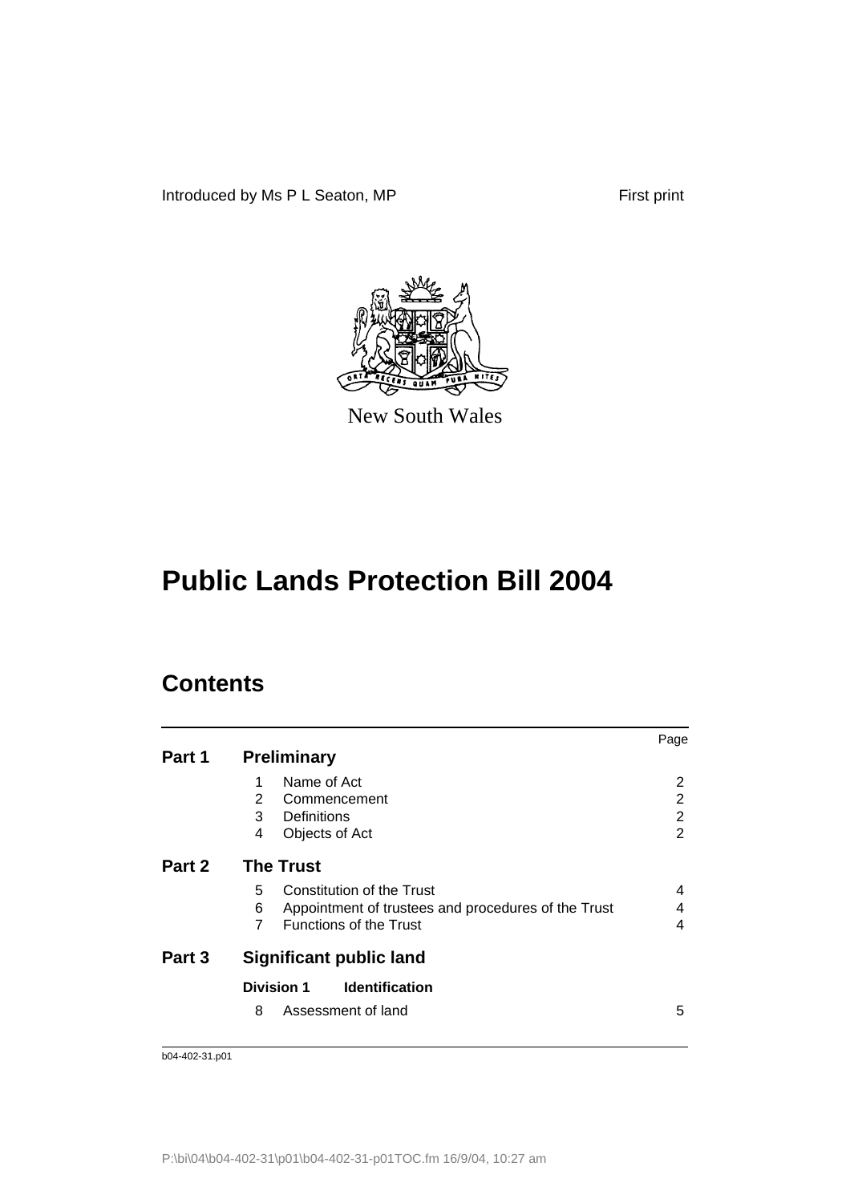Introduced by Ms P L Seaton, MP First print

New South Wales

# Public Lands Protection Bill 2004

## Contents

| | | Page |
|---|---|---|
| **Part 1** | **Preliminary** | |
| | 1 Name of Act | 2 |
| | 2 Commencement | 2 |
| | 3 Definitions | 2 |
| | 4 Objects of Act | 2 |
| **Part 2** | **The Trust** | |
| | 5 Constitution of the Trust | 4 |
| | 6 Appointment of trustees and procedures of the Trust | 4 |
| | 7 Functions of the Trust | 4 |
| **Part 3** | **Significant public land** | |
| | **Division 1 Identification** | |
| | 8 Assessment of land | 5 |

b04-402-31.p01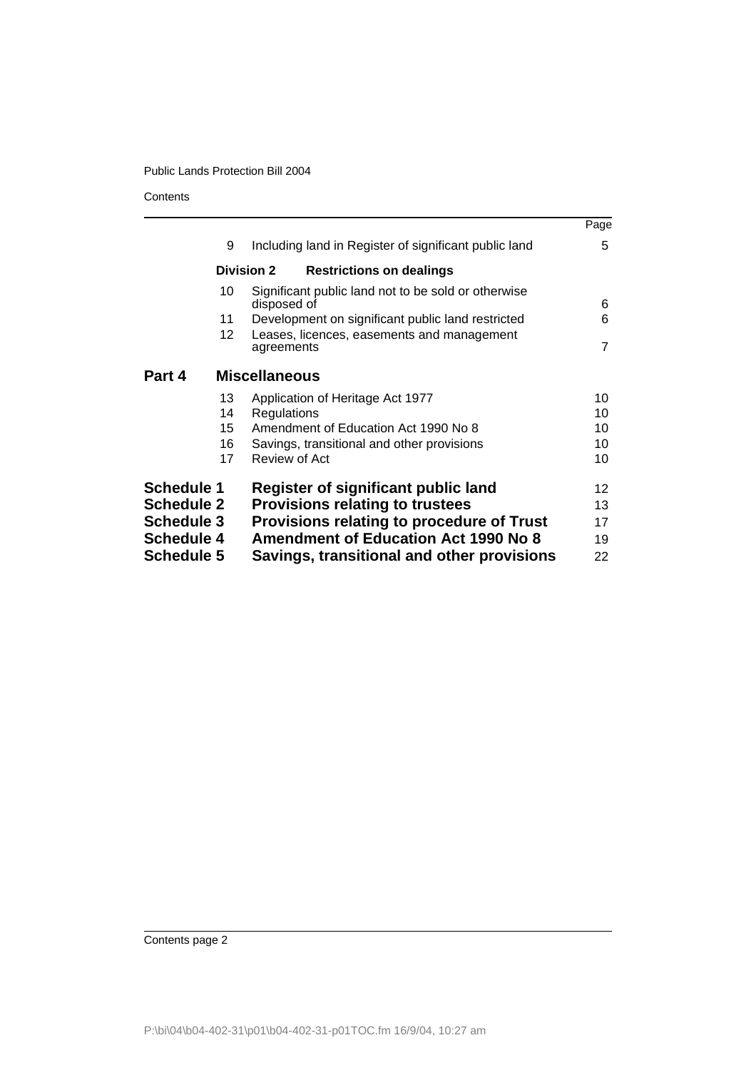| | | Page |
|---|---|---|
| 9 | Including land in Register of significant public land | 5 |
| **Division 2** | **Restrictions on dealings** | |
| 10 | Significant public land not to be sold or otherwise disposed of | 6 |
| 11 | Development on significant public land restricted | 6 |
| 12 | Leases, licences, easements and management agreements | 7 |
| **Part 4** | **Miscellaneous** | |
| 13 | Application of Heritage Act 1977 | 10 |
| 14 | Regulations | 10 |
| 15 | Amendment of Education Act 1990 No 8 | 10 |
| 16 | Savings, transitional and other provisions | 10 |
| 17 | Review of Act | 10 |
| **Schedule 1** | **Register of significant public land** | 12 |
| **Schedule 2** | **Provisions relating to trustees** | 13 |
| **Schedule 3** | **Provisions relating to procedure of Trust** | 17 |
| **Schedule 4** | **Amendment of Education Act 1990 No 8** | 19 |
| **Schedule 5** | **Savings, transitional and other provisions** | 22 |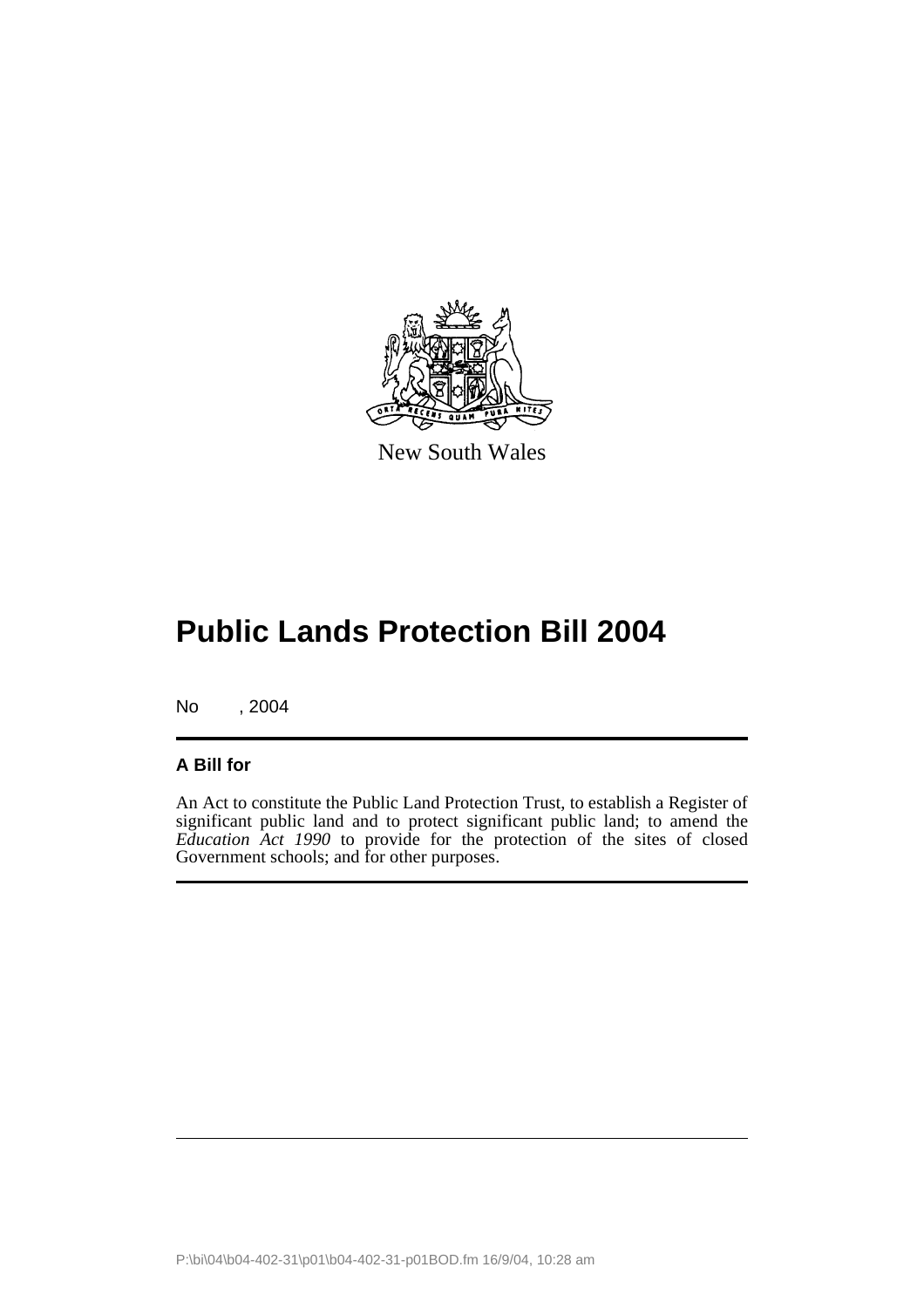New South Wales

# Public Lands Protection Bill 2004

No , 2004

## A Bill for

An Act to constitute the Public Land Protection Trust, to establish a Register of significant public land and to protect significant public land; to amend the *Education Act 1990* to provide for the protection of the sites of closed Government schools; and for other purposes.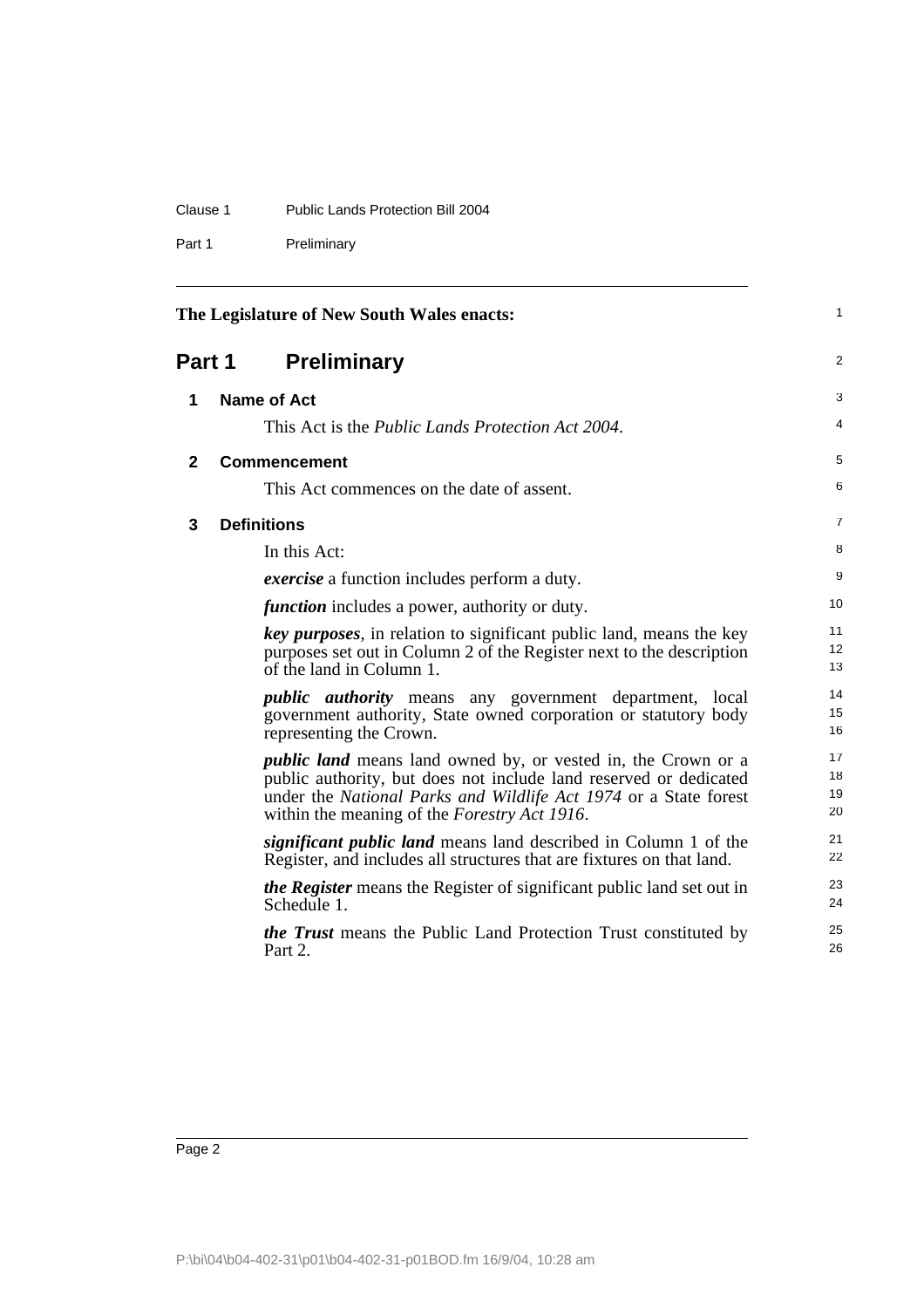The Legislature of New South Wales enacts:

## Part 1 Preliminary

### 1 Name of Act

This Act is the *Public Lands Protection Act 2004*.

### 2 Commencement

This Act commences on the date of assent.

### 3 Definitions

In this Act:

***exercise*** a function includes perform a duty.

***function*** includes a power, authority or duty.

***key purposes***, in relation to significant public land, means the key purposes set out in Column 2 of the Register next to the description of the land in Column 1.

***public authority*** means any government department, local government authority, State owned corporation or statutory body representing the Crown.

***public land*** means land owned by, or vested in, the Crown or a public authority, but does not include land reserved or dedicated under the *National Parks and Wildlife Act 1974* or a State forest within the meaning of the *Forestry Act 1916*.

***significant public land*** means land described in Column 1 of the Register, and includes all structures that are fixtures on that land.

***the Register*** means the Register of significant public land set out in Schedule 1.

***the Trust*** means the Public Land Protection Trust constituted by Part 2.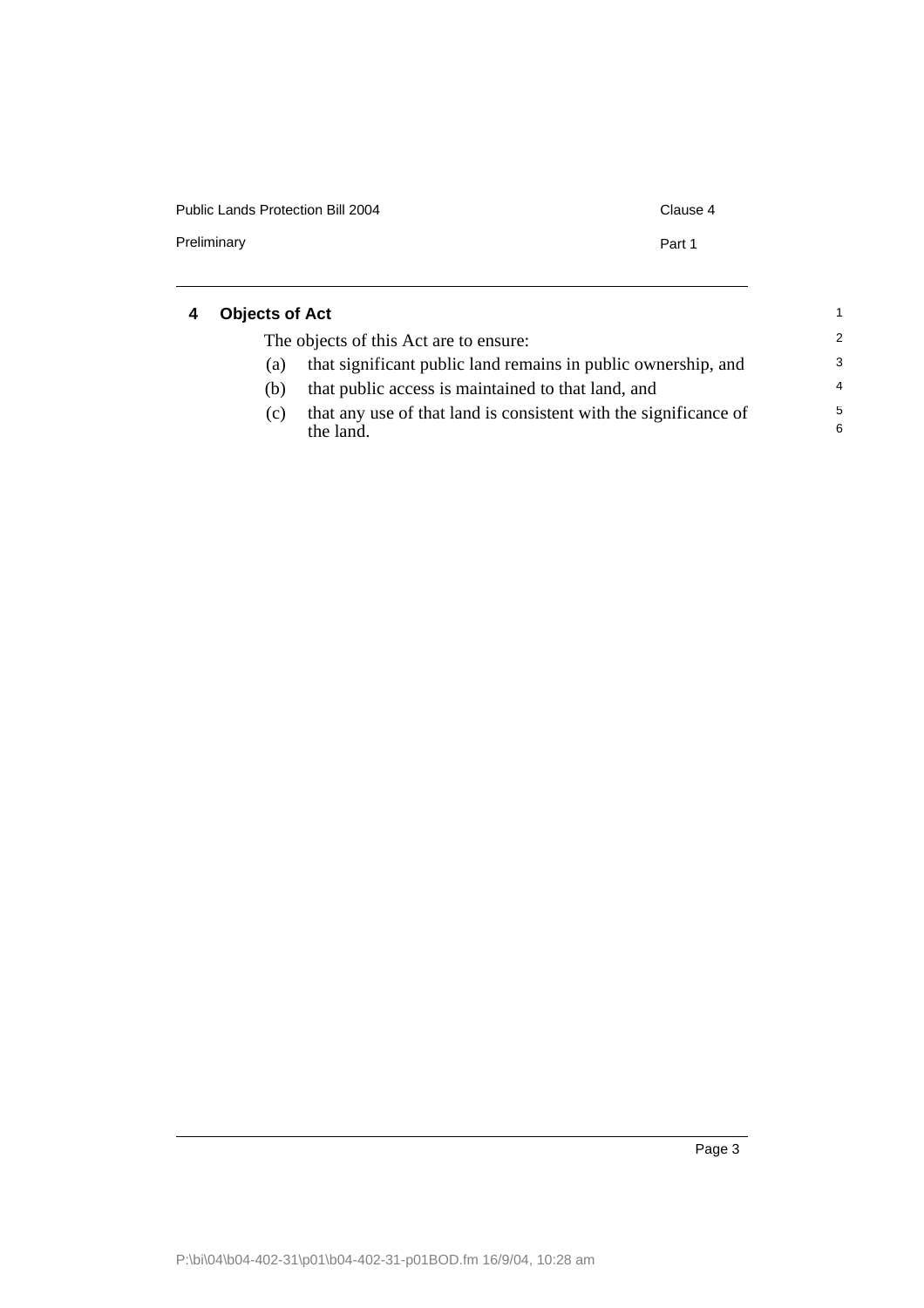## 4 Objects of Act

The objects of this Act are to ensure:

(a) that significant public land remains in public ownership, and

(b) that public access is maintained to that land, and

(c) that any use of that land is consistent with the significance of the land.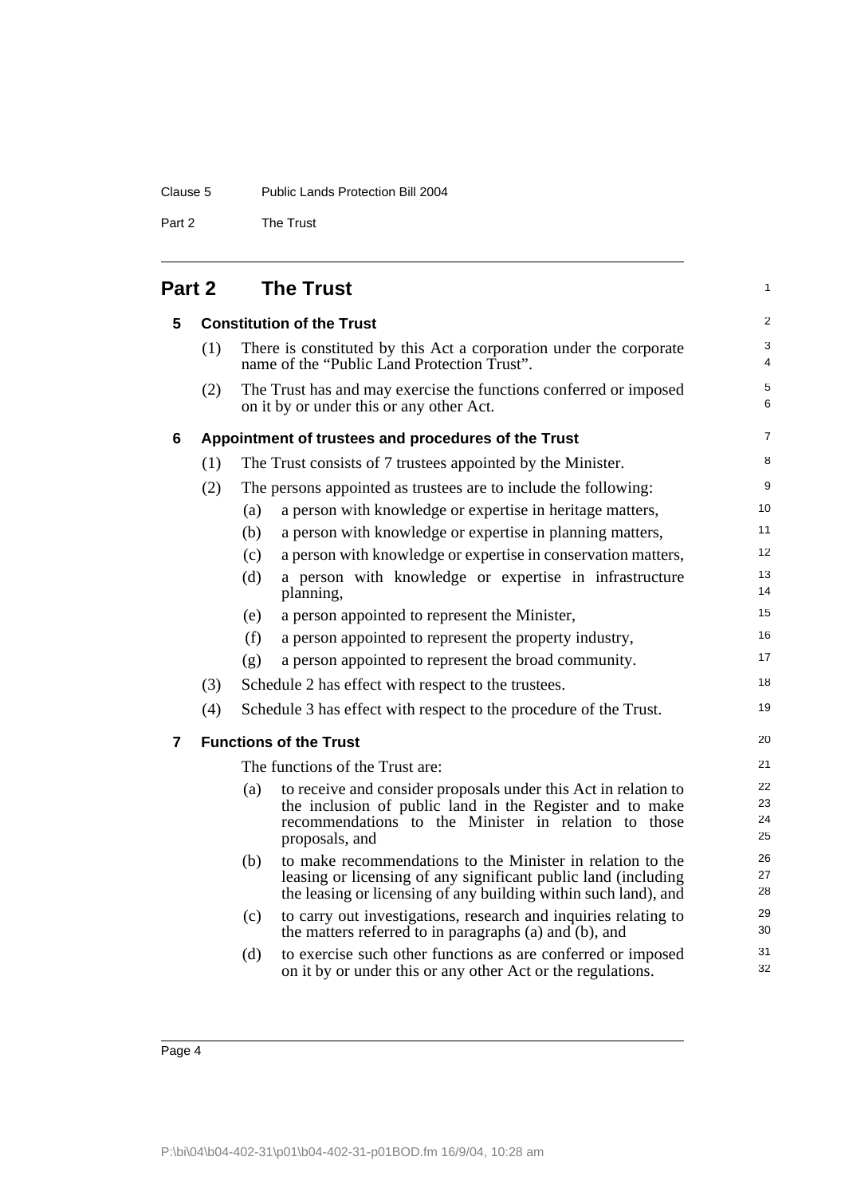## Part 2 The Trust

### 5 Constitution of the Trust

(1) There is constituted by this Act a corporation under the corporate name of the "Public Land Protection Trust".

(2) The Trust has and may exercise the functions conferred or imposed on it by or under this or any other Act.

### 6 Appointment of trustees and procedures of the Trust

(1) The Trust consists of 7 trustees appointed by the Minister.

(2) The persons appointed as trustees are to include the following:

- (a) a person with knowledge or expertise in heritage matters,
- (b) a person with knowledge or expertise in planning matters,
- (c) a person with knowledge or expertise in conservation matters,
- (d) a person with knowledge or expertise in infrastructure planning,
- (e) a person appointed to represent the Minister,
- (f) a person appointed to represent the property industry,
- (g) a person appointed to represent the broad community.

(3) Schedule 2 has effect with respect to the trustees.

(4) Schedule 3 has effect with respect to the procedure of the Trust.

### 7 Functions of the Trust

The functions of the Trust are:

- (a) to receive and consider proposals under this Act in relation to the inclusion of public land in the Register and to make recommendations to the Minister in relation to those proposals, and
- (b) to make recommendations to the Minister in relation to the leasing or licensing of any significant public land (including the leasing or licensing of any building within such land), and
- (c) to carry out investigations, research and inquiries relating to the matters referred to in paragraphs (a) and (b), and
- (d) to exercise such other functions as are conferred or imposed on it by or under this or any other Act or the regulations.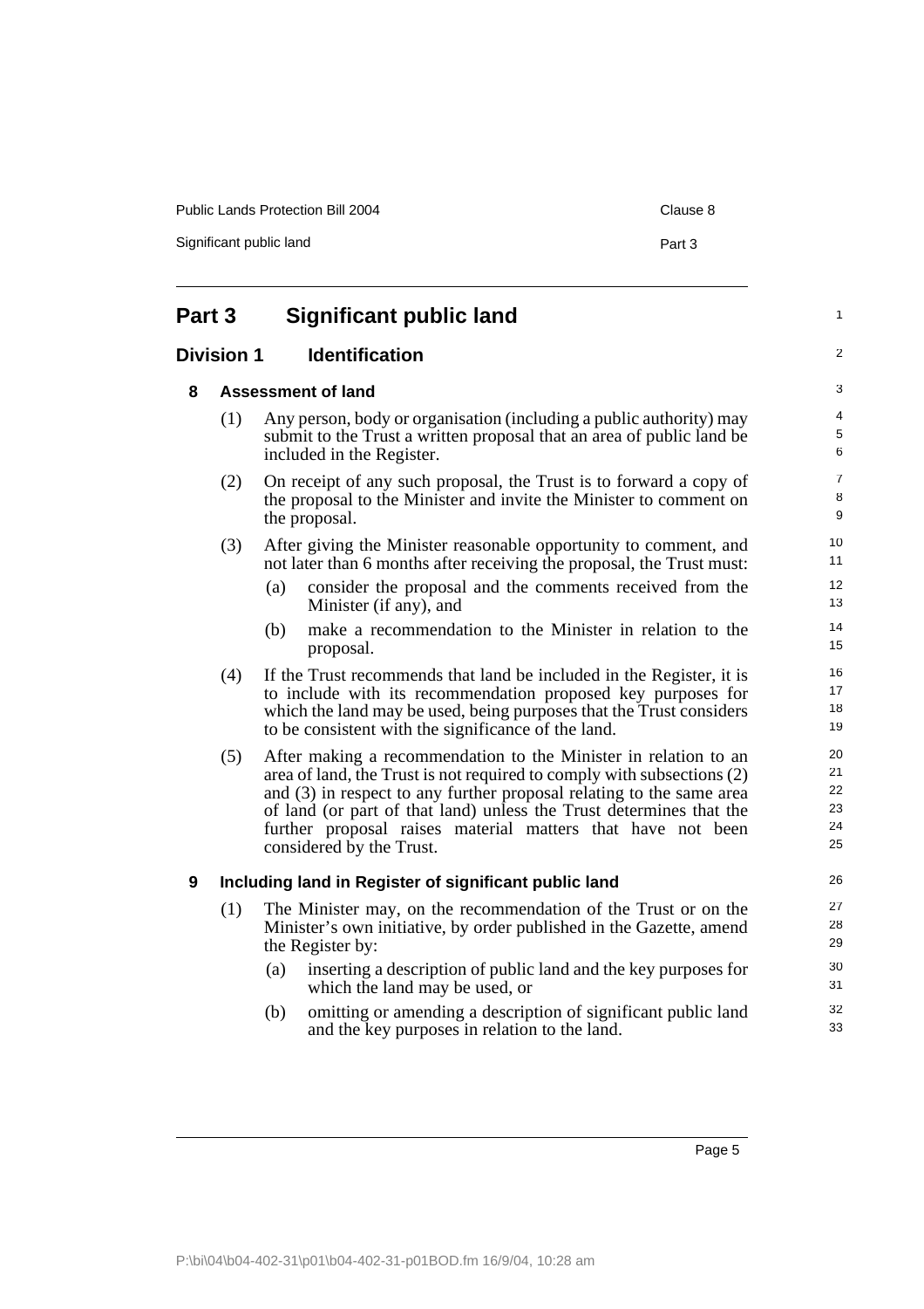# Part 3 Significant public land

## Division 1 Identification

### 8 Assessment of land

(1) Any person, body or organisation (including a public authority) may submit to the Trust a written proposal that an area of public land be included in the Register.

(2) On receipt of any such proposal, the Trust is to forward a copy of the proposal to the Minister and invite the Minister to comment on the proposal.

(3) After giving the Minister reasonable opportunity to comment, and not later than 6 months after receiving the proposal, the Trust must:

- (a) consider the proposal and the comments received from the Minister (if any), and
- (b) make a recommendation to the Minister in relation to the proposal.

(4) If the Trust recommends that land be included in the Register, it is to include with its recommendation proposed key purposes for which the land may be used, being purposes that the Trust considers to be consistent with the significance of the land.

(5) After making a recommendation to the Minister in relation to an area of land, the Trust is not required to comply with subsections (2) and (3) in respect to any further proposal relating to the same area of land (or part of that land) unless the Trust determines that the further proposal raises material matters that have not been considered by the Trust.

### 9 Including land in Register of significant public land

(1) The Minister may, on the recommendation of the Trust or on the Minister's own initiative, by order published in the Gazette, amend the Register by:

- (a) inserting a description of public land and the key purposes for which the land may be used, or
- (b) omitting or amending a description of significant public land and the key purposes in relation to the land.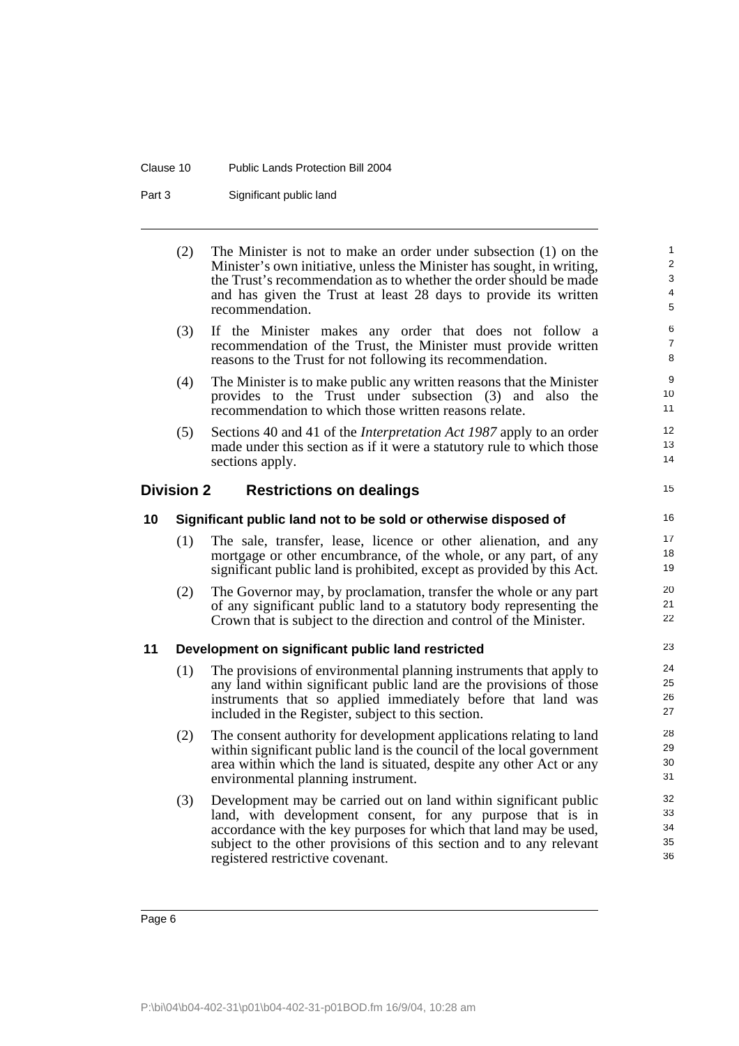(2) The Minister is not to make an order under subsection (1) on the Minister's own initiative, unless the Minister has sought, in writing, the Trust's recommendation as to whether the order should be made and has given the Trust at least 28 days to provide its written recommendation.

(3) If the Minister makes any order that does not follow a recommendation of the Trust, the Minister must provide written reasons to the Trust for not following its recommendation.

(4) The Minister is to make public any written reasons that the Minister provides to the Trust under subsection (3) and also the recommendation to which those written reasons relate.

(5) Sections 40 and 41 of the *Interpretation Act 1987* apply to an order made under this section as if it were a statutory rule to which those sections apply.

## Division 2 Restrictions on dealings

### 10 Significant public land not to be sold or otherwise disposed of

(1) The sale, transfer, lease, licence or other alienation, and any mortgage or other encumbrance, of the whole, or any part, of any significant public land is prohibited, except as provided by this Act.

(2) The Governor may, by proclamation, transfer the whole or any part of any significant public land to a statutory body representing the Crown that is subject to the direction and control of the Minister.

### 11 Development on significant public land restricted

(1) The provisions of environmental planning instruments that apply to any land within significant public land are the provisions of those instruments that so applied immediately before that land was included in the Register, subject to this section.

(2) The consent authority for development applications relating to land within significant public land is the council of the local government area within which the land is situated, despite any other Act or any environmental planning instrument.

(3) Development may be carried out on land within significant public land, with development consent, for any purpose that is in accordance with the key purposes for which that land may be used, subject to the other provisions of this section and to any relevant registered restrictive covenant.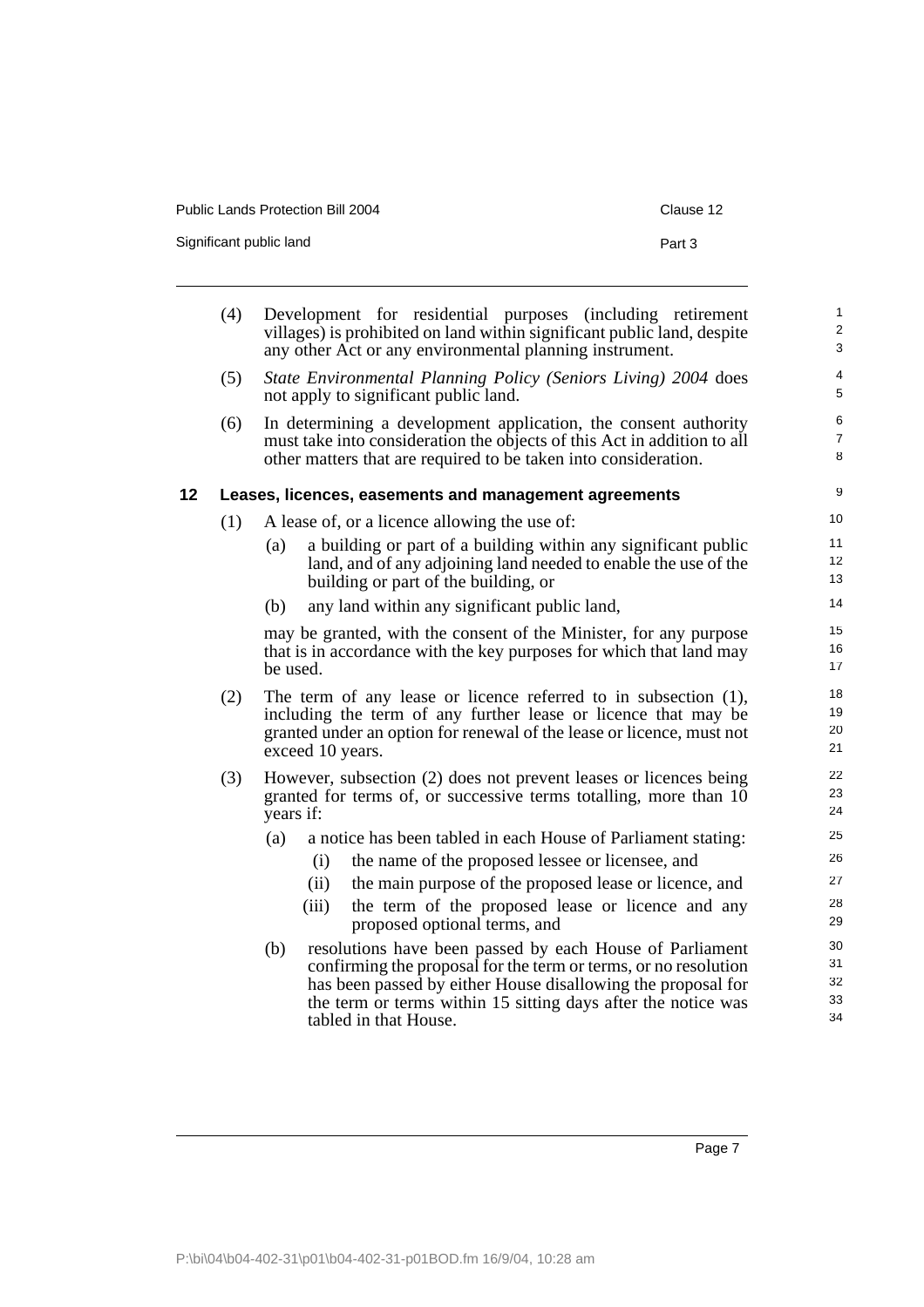(4) Development for residential purposes (including retirement villages) is prohibited on land within significant public land, despite any other Act or any environmental planning instrument.

(5) *State Environmental Planning Policy (Seniors Living) 2004* does not apply to significant public land.

(6) In determining a development application, the consent authority must take into consideration the objects of this Act in addition to all other matters that are required to be taken into consideration.

## 12 Leases, licences, easements and management agreements

(1) A lease of, or a licence allowing the use of:

- (a) a building or part of a building within any significant public land, and of any adjoining land needed to enable the use of the building or part of the building, or
- (b) any land within any significant public land,

may be granted, with the consent of the Minister, for any purpose that is in accordance with the key purposes for which that land may be used.

(2) The term of any lease or licence referred to in subsection (1), including the term of any further lease or licence that may be granted under an option for renewal of the lease or licence, must not exceed 10 years.

(3) However, subsection (2) does not prevent leases or licences being granted for terms of, or successive terms totalling, more than 10 years if:

- (a) a notice has been tabled in each House of Parliament stating:
  - (i) the name of the proposed lessee or licensee, and
  - (ii) the main purpose of the proposed lease or licence, and
  - (iii) the term of the proposed lease or licence and any proposed optional terms, and
- (b) resolutions have been passed by each House of Parliament confirming the proposal for the term or terms, or no resolution has been passed by either House disallowing the proposal for the term or terms within 15 sitting days after the notice was tabled in that House.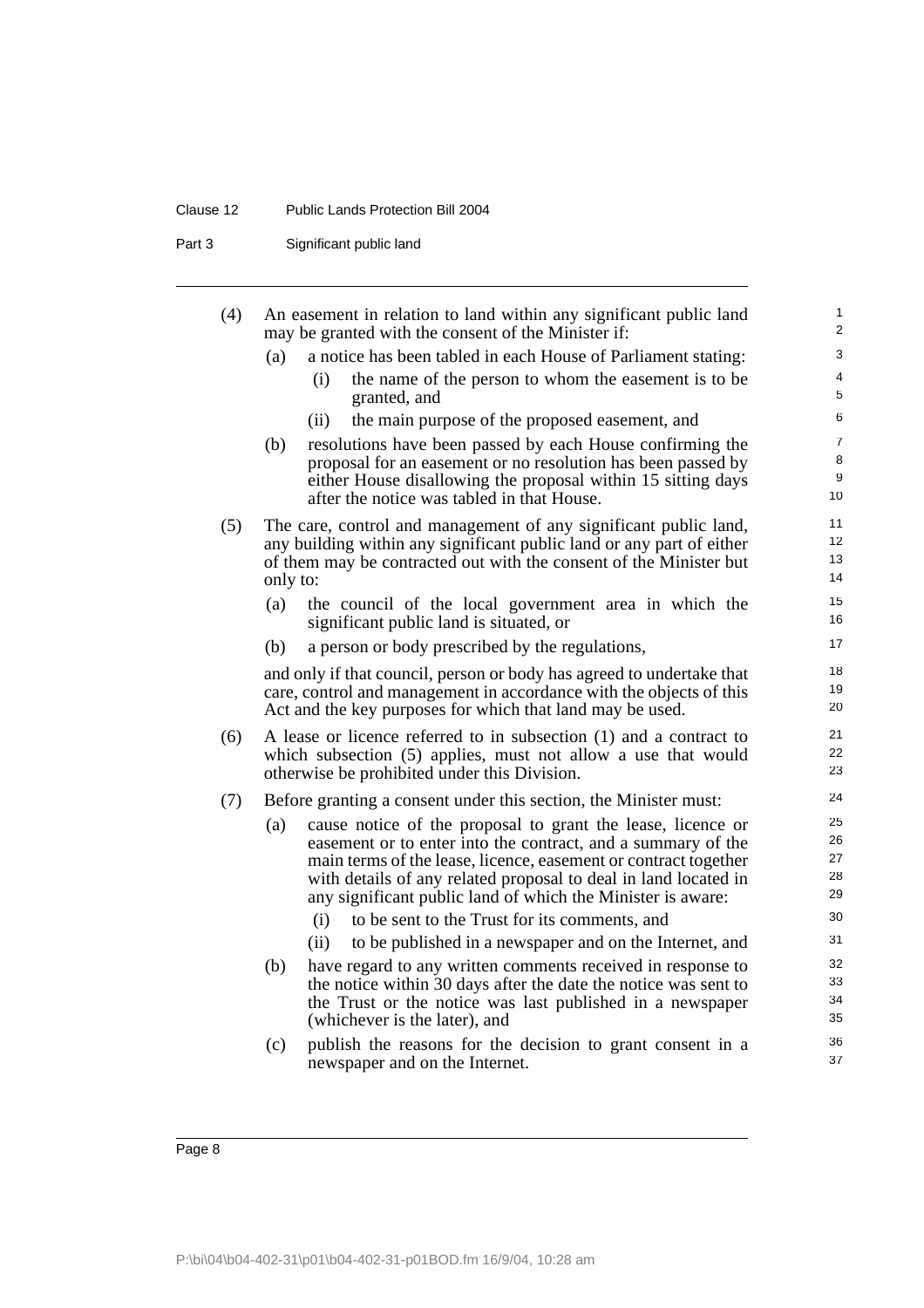(4) An easement in relation to land within any significant public land may be granted with the consent of the Minister if:

- (a) a notice has been tabled in each House of Parliament stating:
  - (i) the name of the person to whom the easement is to be granted, and
  - (ii) the main purpose of the proposed easement, and
- (b) resolutions have been passed by each House confirming the proposal for an easement or no resolution has been passed by either House disallowing the proposal within 15 sitting days after the notice was tabled in that House.

(5) The care, control and management of any significant public land, any building within any significant public land or any part of either of them may be contracted out with the consent of the Minister but only to:

- (a) the council of the local government area in which the significant public land is situated, or
- (b) a person or body prescribed by the regulations,

and only if that council, person or body has agreed to undertake that care, control and management in accordance with the objects of this Act and the key purposes for which that land may be used.

(6) A lease or licence referred to in subsection (1) and a contract to which subsection (5) applies, must not allow a use that would otherwise be prohibited under this Division.

(7) Before granting a consent under this section, the Minister must:

- (a) cause notice of the proposal to grant the lease, licence or easement or to enter into the contract, and a summary of the main terms of the lease, licence, easement or contract together with details of any related proposal to deal in land located in any significant public land of which the Minister is aware:
  - (i) to be sent to the Trust for its comments, and
  - (ii) to be published in a newspaper and on the Internet, and
- (b) have regard to any written comments received in response to the notice within 30 days after the date the notice was sent to the Trust or the notice was last published in a newspaper (whichever is the later), and
- (c) publish the reasons for the decision to grant consent in a newspaper and on the Internet.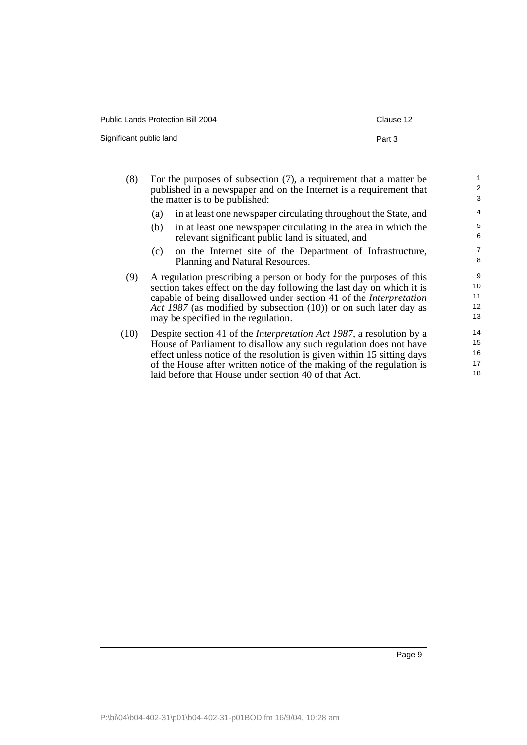(8) For the purposes of subsection (7), a requirement that a matter be published in a newspaper and on the Internet is a requirement that the matter is to be published:

(a) in at least one newspaper circulating throughout the State, and

(b) in at least one newspaper circulating in the area in which the relevant significant public land is situated, and

(c) on the Internet site of the Department of Infrastructure, Planning and Natural Resources.

(9) A regulation prescribing a person or body for the purposes of this section takes effect on the day following the last day on which it is capable of being disallowed under section 41 of the *Interpretation Act 1987* (as modified by subsection (10)) or on such later day as may be specified in the regulation.

(10) Despite section 41 of the *Interpretation Act 1987*, a resolution by a House of Parliament to disallow any such regulation does not have effect unless notice of the resolution is given within 15 sitting days of the House after written notice of the making of the regulation is laid before that House under section 40 of that Act.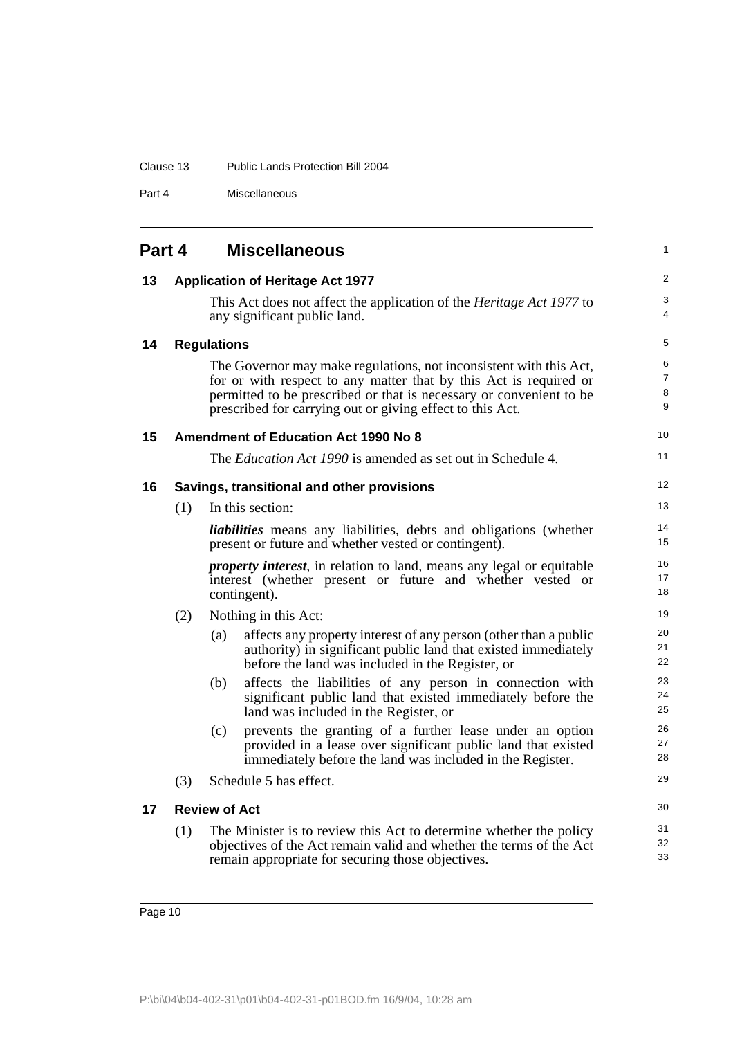## Part 4 Miscellaneous

### 13 Application of Heritage Act 1977

This Act does not affect the application of the *Heritage Act 1977* to any significant public land.

### 14 Regulations

The Governor may make regulations, not inconsistent with this Act, for or with respect to any matter that by this Act is required or permitted to be prescribed or that is necessary or convenient to be prescribed for carrying out or giving effect to this Act.

### 15 Amendment of Education Act 1990 No 8

The *Education Act 1990* is amended as set out in Schedule 4.

### 16 Savings, transitional and other provisions

(1) In this section:

***liabilities*** means any liabilities, debts and obligations (whether present or future and whether vested or contingent).

***property interest***, in relation to land, means any legal or equitable interest (whether present or future and whether vested or contingent).

(2) Nothing in this Act:

- (a) affects any property interest of any person (other than a public authority) in significant public land that existed immediately before the land was included in the Register, or
- (b) affects the liabilities of any person in connection with significant public land that existed immediately before the land was included in the Register, or
- (c) prevents the granting of a further lease under an option provided in a lease over significant public land that existed immediately before the land was included in the Register.

(3) Schedule 5 has effect.

### 17 Review of Act

(1) The Minister is to review this Act to determine whether the policy objectives of the Act remain valid and whether the terms of the Act remain appropriate for securing those objectives.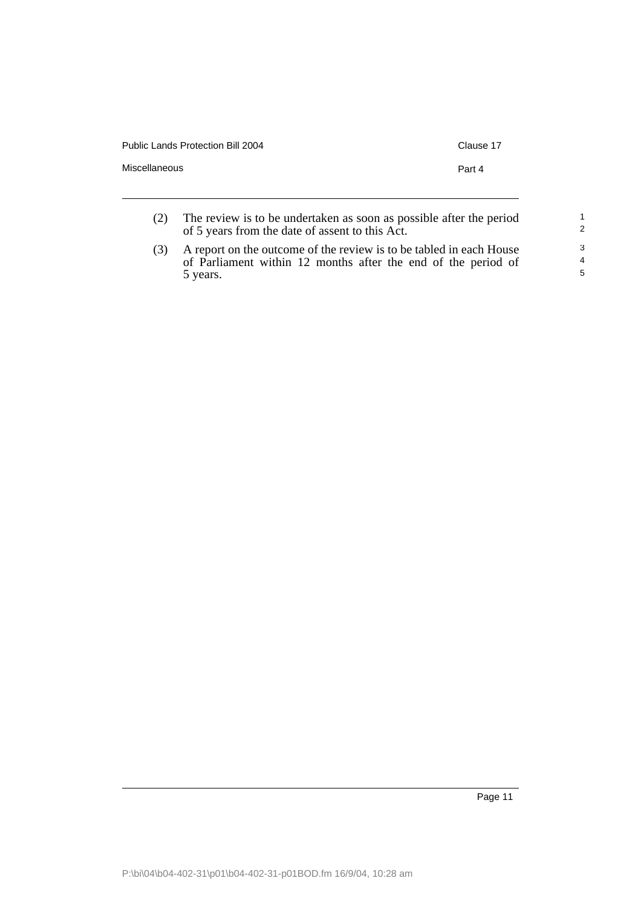(2) The review is to be undertaken as soon as possible after the period of 5 years from the date of assent to this Act.

(3) A report on the outcome of the review is to be tabled in each House of Parliament within 12 months after the end of the period of 5 years.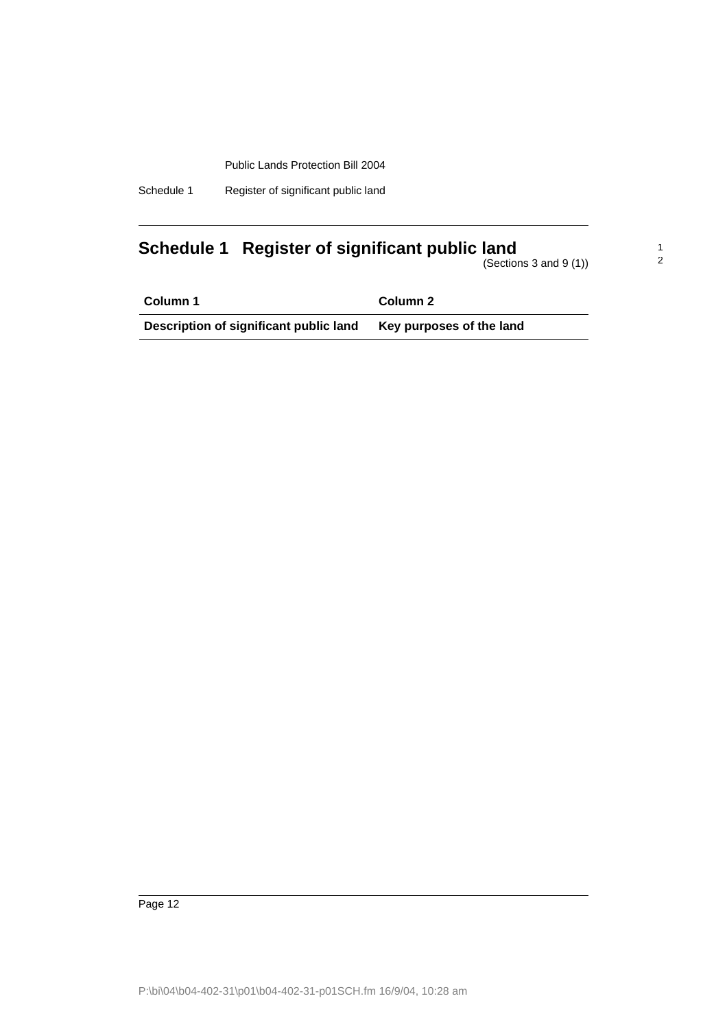# Schedule 1 Register of significant public land

(Sections 3 and 9 (1))

| Column 1 | Column 2 |
| --- | --- |
| **Description of significant public land** | **Key purposes of the land** |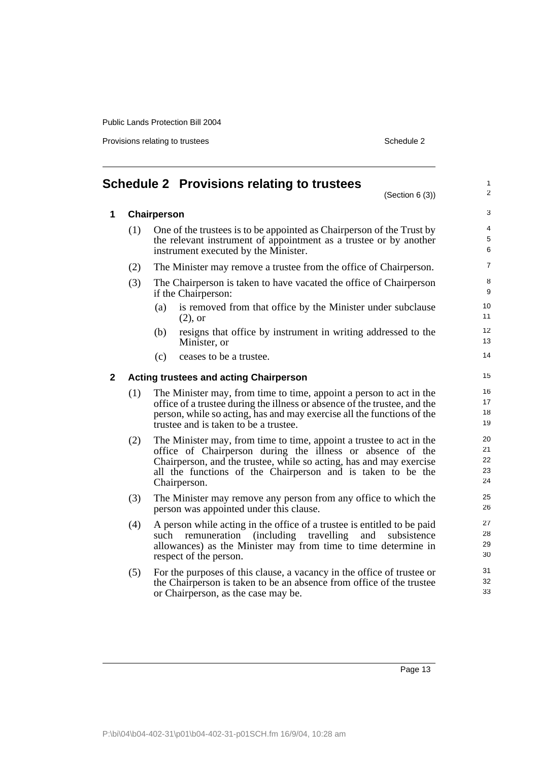# Schedule 2 Provisions relating to trustees

(Section 6 (3))

## 1 Chairperson

(1) One of the trustees is to be appointed as Chairperson of the Trust by the relevant instrument of appointment as a trustee or by another instrument executed by the Minister.

(2) The Minister may remove a trustee from the office of Chairperson.

(3) The Chairperson is taken to have vacated the office of Chairperson if the Chairperson:

- (a) is removed from that office by the Minister under subclause (2), or
- (b) resigns that office by instrument in writing addressed to the Minister, or
- (c) ceases to be a trustee.

## 2 Acting trustees and acting Chairperson

(1) The Minister may, from time to time, appoint a person to act in the office of a trustee during the illness or absence of the trustee, and the person, while so acting, has and may exercise all the functions of the trustee and is taken to be a trustee.

(2) The Minister may, from time to time, appoint a trustee to act in the office of Chairperson during the illness or absence of the Chairperson, and the trustee, while so acting, has and may exercise all the functions of the Chairperson and is taken to be the Chairperson.

(3) The Minister may remove any person from any office to which the person was appointed under this clause.

(4) A person while acting in the office of a trustee is entitled to be paid such remuneration (including travelling and subsistence allowances) as the Minister may from time to time determine in respect of the person.

(5) For the purposes of this clause, a vacancy in the office of trustee or the Chairperson is taken to be an absence from office of the trustee or Chairperson, as the case may be.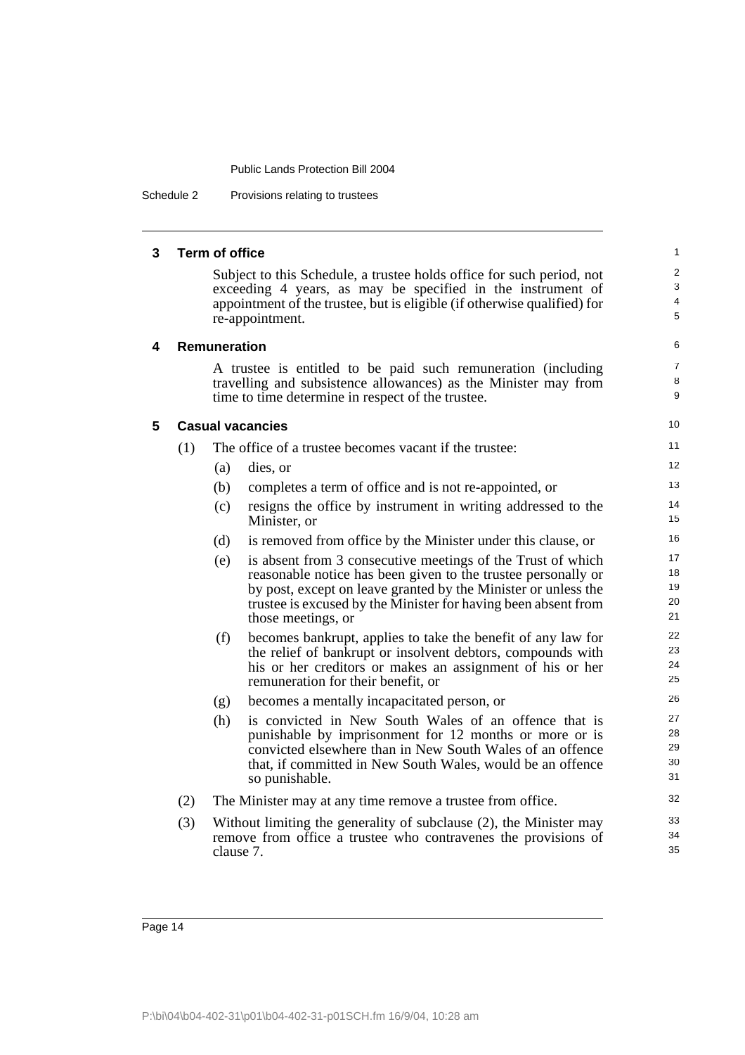### 3 Term of office

Subject to this Schedule, a trustee holds office for such period, not exceeding 4 years, as may be specified in the instrument of appointment of the trustee, but is eligible (if otherwise qualified) for re-appointment.

### 4 Remuneration

A trustee is entitled to be paid such remuneration (including travelling and subsistence allowances) as the Minister may from time to time determine in respect of the trustee.

### 5 Casual vacancies

(1) The office of a trustee becomes vacant if the trustee:

- (a) dies, or
- (b) completes a term of office and is not re-appointed, or
- (c) resigns the office by instrument in writing addressed to the Minister, or
- (d) is removed from office by the Minister under this clause, or
- (e) is absent from 3 consecutive meetings of the Trust of which reasonable notice has been given to the trustee personally or by post, except on leave granted by the Minister or unless the trustee is excused by the Minister for having been absent from those meetings, or
- (f) becomes bankrupt, applies to take the benefit of any law for the relief of bankrupt or insolvent debtors, compounds with his or her creditors or makes an assignment of his or her remuneration for their benefit, or
- (g) becomes a mentally incapacitated person, or
- (h) is convicted in New South Wales of an offence that is punishable by imprisonment for 12 months or more or is convicted elsewhere than in New South Wales of an offence that, if committed in New South Wales, would be an offence so punishable.

(2) The Minister may at any time remove a trustee from office.

(3) Without limiting the generality of subclause (2), the Minister may remove from office a trustee who contravenes the provisions of clause 7.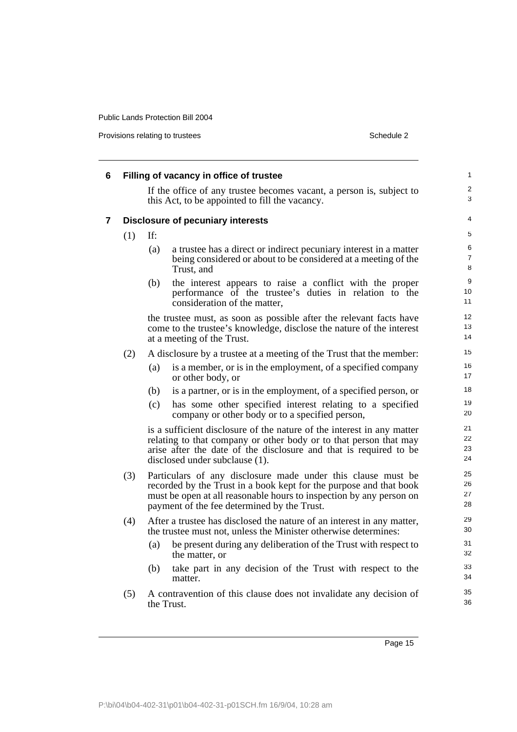### 6 Filling of vacancy in office of trustee

If the office of any trustee becomes vacant, a person is, subject to this Act, to be appointed to fill the vacancy.

### 7 Disclosure of pecuniary interests

(1) If:

(a) a trustee has a direct or indirect pecuniary interest in a matter being considered or about to be considered at a meeting of the Trust, and

(b) the interest appears to raise a conflict with the proper performance of the trustee's duties in relation to the consideration of the matter,

the trustee must, as soon as possible after the relevant facts have come to the trustee's knowledge, disclose the nature of the interest at a meeting of the Trust.

(2) A disclosure by a trustee at a meeting of the Trust that the member:

(a) is a member, or is in the employment, of a specified company or other body, or

(b) is a partner, or is in the employment, of a specified person, or

(c) has some other specified interest relating to a specified company or other body or to a specified person,

is a sufficient disclosure of the nature of the interest in any matter relating to that company or other body or to that person that may arise after the date of the disclosure and that is required to be disclosed under subclause (1).

(3) Particulars of any disclosure made under this clause must be recorded by the Trust in a book kept for the purpose and that book must be open at all reasonable hours to inspection by any person on payment of the fee determined by the Trust.

(4) After a trustee has disclosed the nature of an interest in any matter, the trustee must not, unless the Minister otherwise determines:

(a) be present during any deliberation of the Trust with respect to the matter, or

(b) take part in any decision of the Trust with respect to the matter.

(5) A contravention of this clause does not invalidate any decision of the Trust.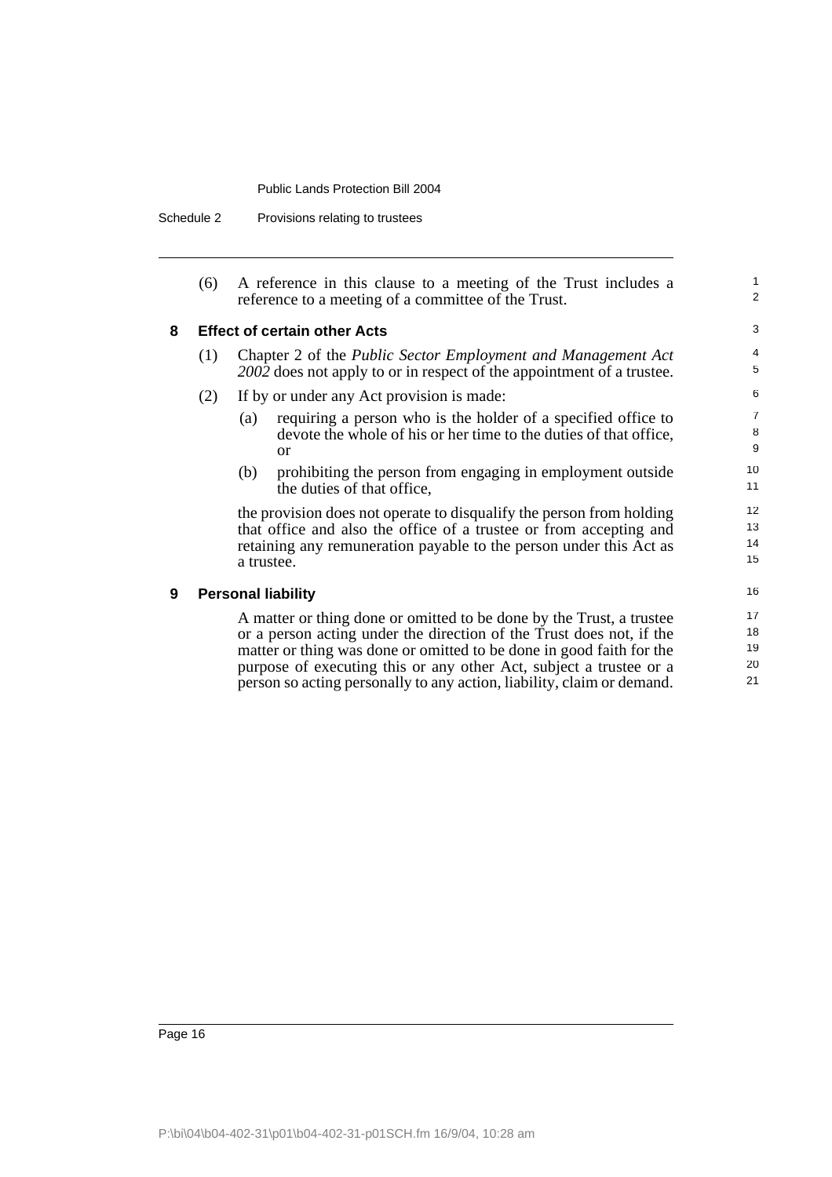(6) A reference in this clause to a meeting of the Trust includes a reference to a meeting of a committee of the Trust.

### 8 Effect of certain other Acts

(1) Chapter 2 of the *Public Sector Employment and Management Act 2002* does not apply to or in respect of the appointment of a trustee.

(2) If by or under any Act provision is made:

- (a) requiring a person who is the holder of a specified office to devote the whole of his or her time to the duties of that office, or
- (b) prohibiting the person from engaging in employment outside the duties of that office,

the provision does not operate to disqualify the person from holding that office and also the office of a trustee or from accepting and retaining any remuneration payable to the person under this Act as a trustee.

### 9 Personal liability

A matter or thing done or omitted to be done by the Trust, a trustee or a person acting under the direction of the Trust does not, if the matter or thing was done or omitted to be done in good faith for the purpose of executing this or any other Act, subject a trustee or a person so acting personally to any action, liability, claim or demand.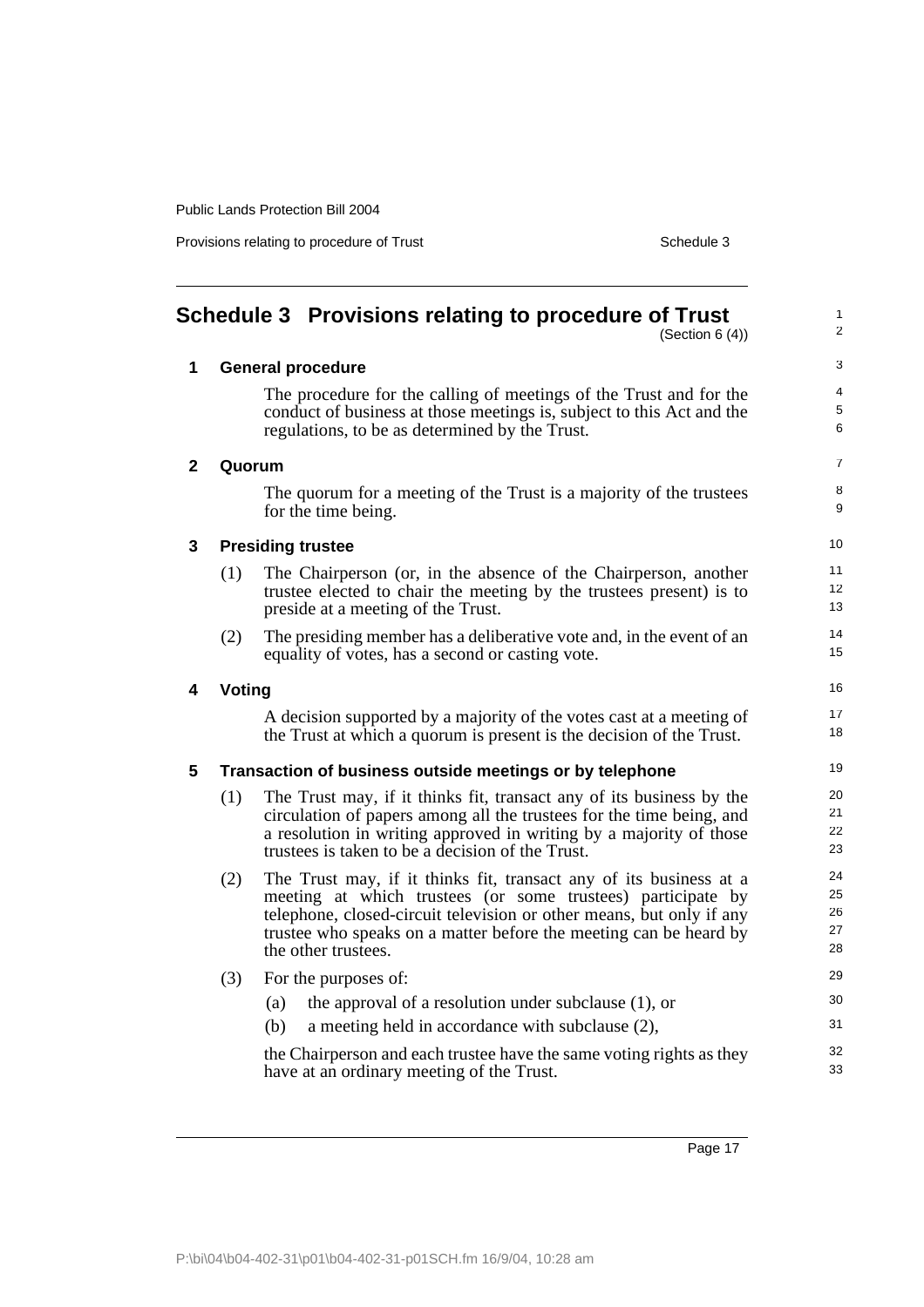# Schedule 3 Provisions relating to procedure of Trust

(Section 6 (4))

## 1 General procedure

The procedure for the calling of meetings of the Trust and for the conduct of business at those meetings is, subject to this Act and the regulations, to be as determined by the Trust.

## 2 Quorum

The quorum for a meeting of the Trust is a majority of the trustees for the time being.

## 3 Presiding trustee

(1) The Chairperson (or, in the absence of the Chairperson, another trustee elected to chair the meeting by the trustees present) is to preside at a meeting of the Trust.

(2) The presiding member has a deliberative vote and, in the event of an equality of votes, has a second or casting vote.

## 4 Voting

A decision supported by a majority of the votes cast at a meeting of the Trust at which a quorum is present is the decision of the Trust.

## 5 Transaction of business outside meetings or by telephone

(1) The Trust may, if it thinks fit, transact any of its business by the circulation of papers among all the trustees for the time being, and a resolution in writing approved in writing by a majority of those trustees is taken to be a decision of the Trust.

(2) The Trust may, if it thinks fit, transact any of its business at a meeting at which trustees (or some trustees) participate by telephone, closed-circuit television or other means, but only if any trustee who speaks on a matter before the meeting can be heard by the other trustees.

(3) For the purposes of:

- (a) the approval of a resolution under subclause (1), or
- (b) a meeting held in accordance with subclause (2),

the Chairperson and each trustee have the same voting rights as they have at an ordinary meeting of the Trust.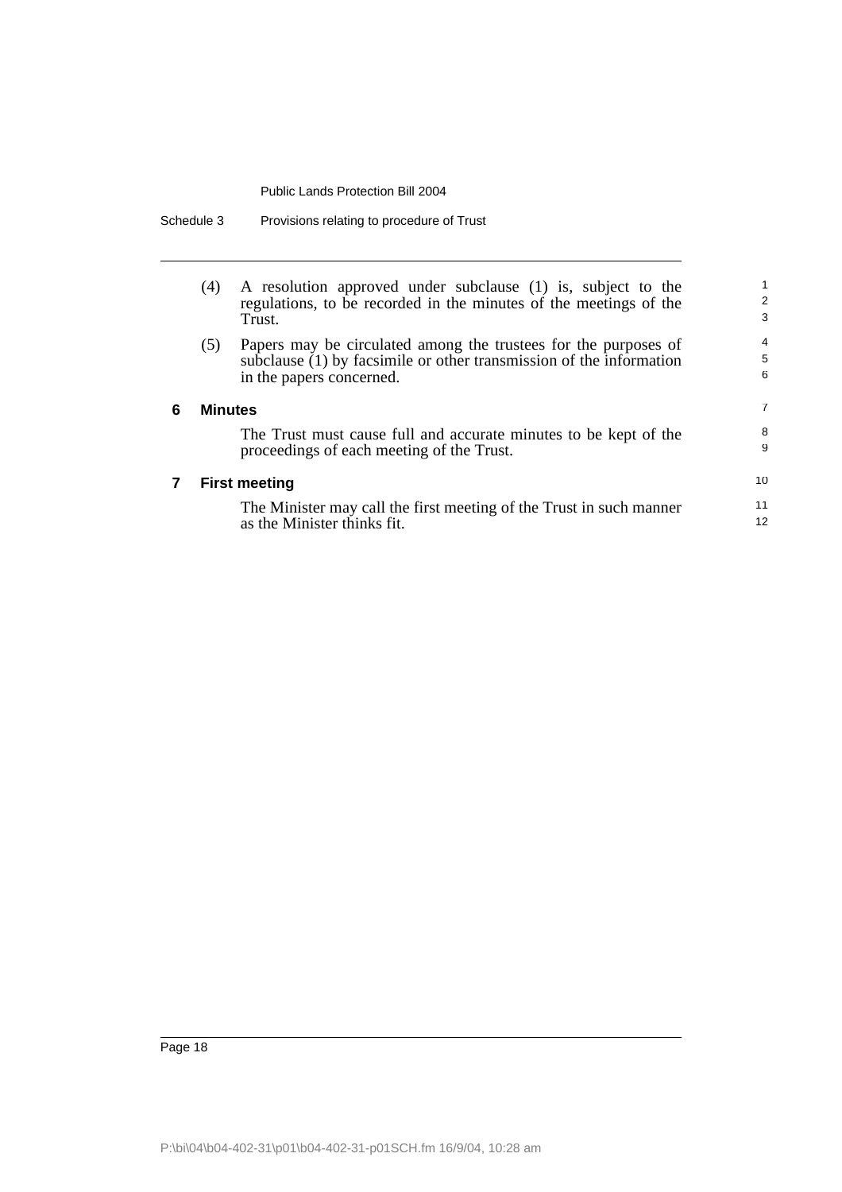(4) A resolution approved under subclause (1) is, subject to the regulations, to be recorded in the minutes of the meetings of the Trust.

(5) Papers may be circulated among the trustees for the purposes of subclause (1) by facsimile or other transmission of the information in the papers concerned.

### 6 Minutes

The Trust must cause full and accurate minutes to be kept of the proceedings of each meeting of the Trust.

### 7 First meeting

The Minister may call the first meeting of the Trust in such manner as the Minister thinks fit.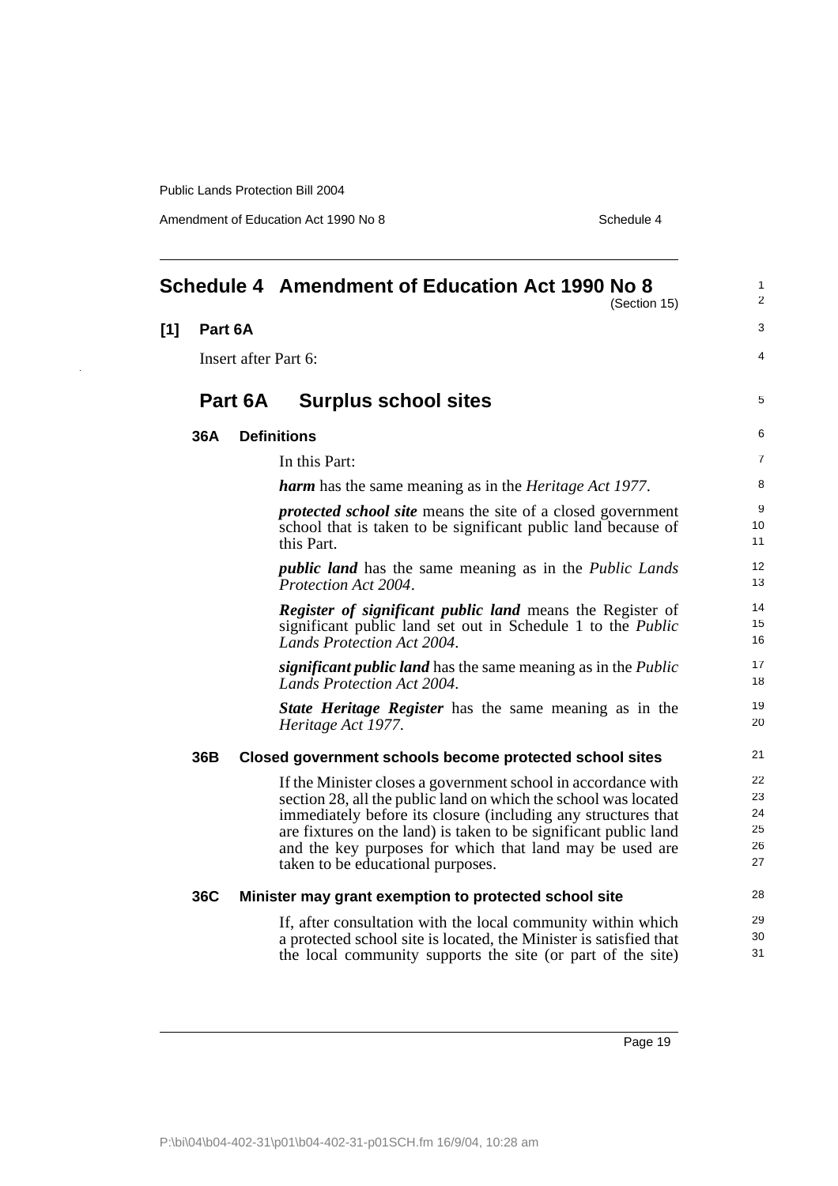## Schedule 4 Amendment of Education Act 1990 No 8

(Section 15)

**[1] Part 6A**

Insert after Part 6:

### Part 6A Surplus school sites

**36A Definitions**

In this Part:

***harm*** has the same meaning as in the *Heritage Act 1977*.

***protected school site*** means the site of a closed government school that is taken to be significant public land because of this Part.

***public land*** has the same meaning as in the *Public Lands Protection Act 2004*.

***Register of significant public land*** means the Register of significant public land set out in Schedule 1 to the *Public Lands Protection Act 2004*.

***significant public land*** has the same meaning as in the *Public Lands Protection Act 2004*.

***State Heritage Register*** has the same meaning as in the *Heritage Act 1977*.

**36B Closed government schools become protected school sites**

If the Minister closes a government school in accordance with section 28, all the public land on which the school was located immediately before its closure (including any structures that are fixtures on the land) is taken to be significant public land and the key purposes for which that land may be used are taken to be educational purposes.

**36C Minister may grant exemption to protected school site**

If, after consultation with the local community within which a protected school site is located, the Minister is satisfied that the local community supports the site (or part of the site)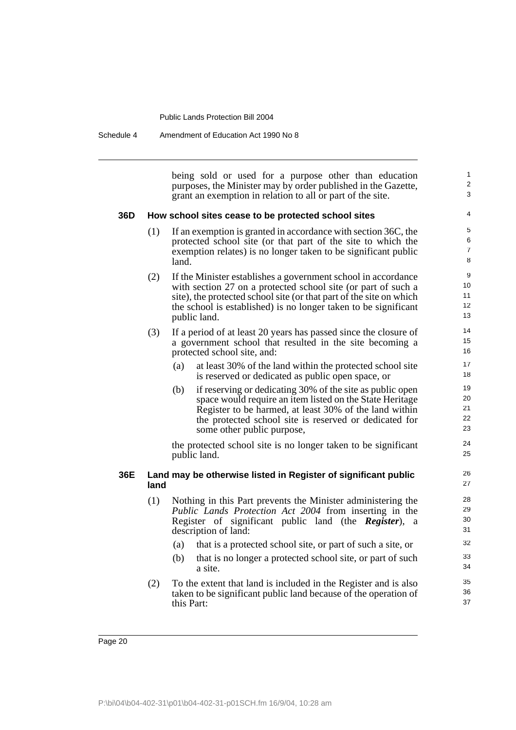being sold or used for a purpose other than education purposes, the Minister may by order published in the Gazette, grant an exemption in relation to all or part of the site.

### 36D How school sites cease to be protected school sites

(1) If an exemption is granted in accordance with section 36C, the protected school site (or that part of the site to which the exemption relates) is no longer taken to be significant public land.

(2) If the Minister establishes a government school in accordance with section 27 on a protected school site (or part of such a site), the protected school site (or that part of the site on which the school is established) is no longer taken to be significant public land.

(3) If a period of at least 20 years has passed since the closure of a government school that resulted in the site becoming a protected school site, and:

- (a) at least 30% of the land within the protected school site is reserved or dedicated as public open space, or
- (b) if reserving or dedicating 30% of the site as public open space would require an item listed on the State Heritage Register to be harmed, at least 30% of the land within the protected school site is reserved or dedicated for some other public purpose,

the protected school site is no longer taken to be significant public land.

### 36E Land may be otherwise listed in Register of significant public land

(1) Nothing in this Part prevents the Minister administering the *Public Lands Protection Act 2004* from inserting in the Register of significant public land (the ***Register***), a description of land:

- (a) that is a protected school site, or part of such a site, or
- (b) that is no longer a protected school site, or part of such a site.

(2) To the extent that land is included in the Register and is also taken to be significant public land because of the operation of this Part: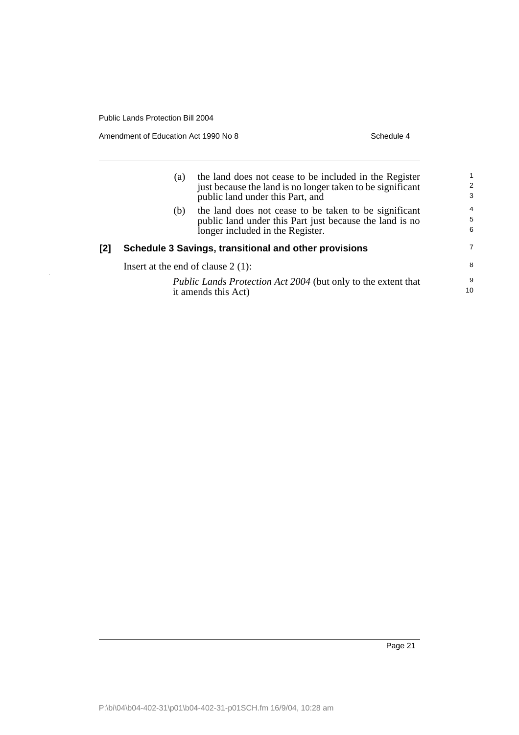(a) the land does not cease to be included in the Register just because the land is no longer taken to be significant public land under this Part, and

(b) the land does not cease to be taken to be significant public land under this Part just because the land is no longer included in the Register.

### [2] Schedule 3 Savings, transitional and other provisions

Insert at the end of clause 2 (1):

*Public Lands Protection Act 2004* (but only to the extent that it amends this Act)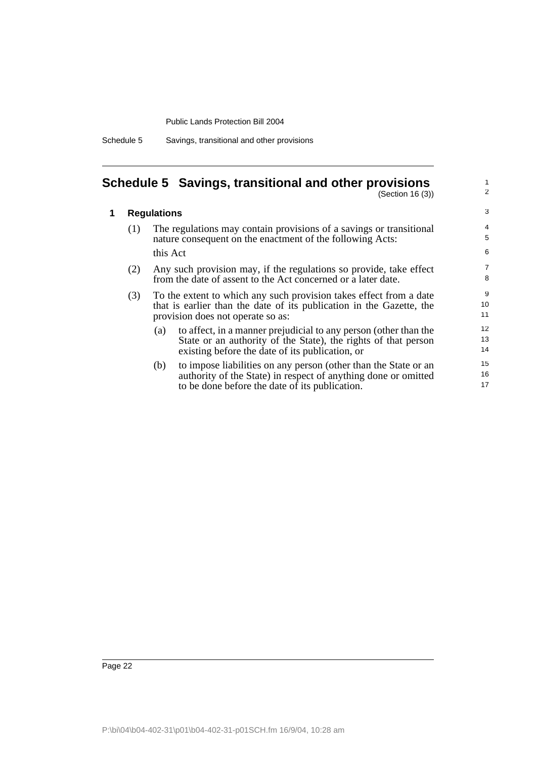# Schedule 5 Savings, transitional and other provisions

(Section 16 (3))

## 1 Regulations

(1) The regulations may contain provisions of a savings or transitional nature consequent on the enactment of the following Acts:

this Act

(2) Any such provision may, if the regulations so provide, take effect from the date of assent to the Act concerned or a later date.

(3) To the extent to which any such provision takes effect from a date that is earlier than the date of its publication in the Gazette, the provision does not operate so as:

(a) to affect, in a manner prejudicial to any person (other than the State or an authority of the State), the rights of that person existing before the date of its publication, or

(b) to impose liabilities on any person (other than the State or an authority of the State) in respect of anything done or omitted to be done before the date of its publication.